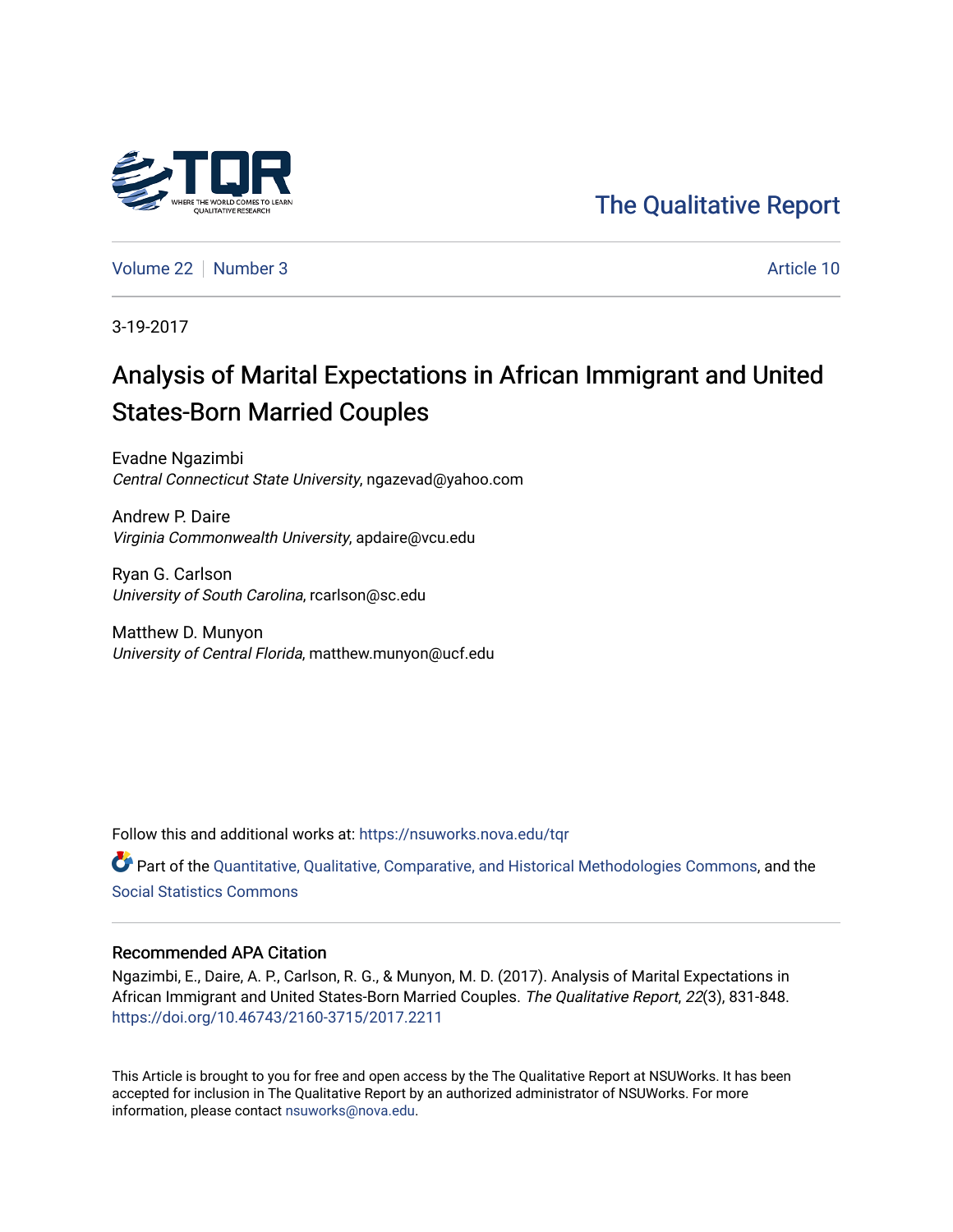The Qualitative Report

Volume 22 | Number 3 | Article 10

3-19-2017

# Analysis of Marital Expectations in African Immigrant and United States-Born Married Couples

Evadne Ngazimbi
*Central Connecticut State University*, ngazevad@yahoo.com

Andrew P. Daire
*Virginia Commonwealth University*, apdaire@vcu.edu

Ryan G. Carlson
*University of South Carolina*, rcarlson@sc.edu

Matthew D. Munyon
*University of Central Florida*, matthew.munyon@ucf.edu

Follow this and additional works at: https://nsuworks.nova.edu/tqr

Part of the Quantitative, Qualitative, Comparative, and Historical Methodologies Commons, and the Social Statistics Commons

## Recommended APA Citation

Ngazimbi, E., Daire, A. P., Carlson, R. G., & Munyon, M. D. (2017). Analysis of Marital Expectations in African Immigrant and United States-Born Married Couples. *The Qualitative Report*, *22*(3), 831-848. https://doi.org/10.46743/2160-3715/2017.2211

This Article is brought to you for free and open access by the The Qualitative Report at NSUWorks. It has been accepted for inclusion in The Qualitative Report by an authorized administrator of NSUWorks. For more information, please contact nsuworks@nova.edu.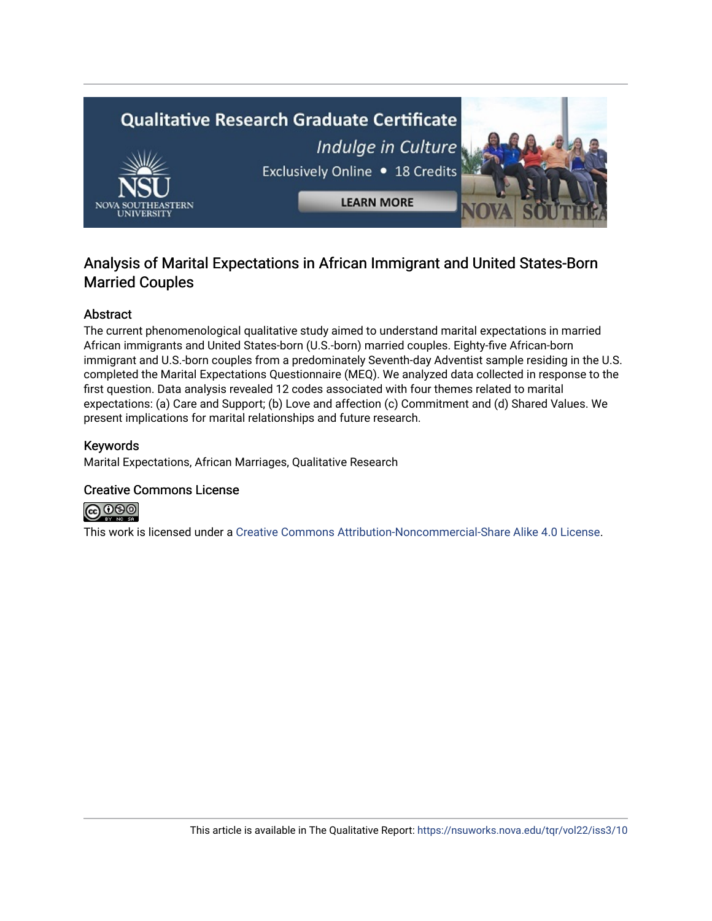# Analysis of Marital Expectations in African Immigrant and United States-Born Married Couples

## Abstract

The current phenomenological qualitative study aimed to understand marital expectations in married African immigrants and United States-born (U.S.-born) married couples. Eighty-five African-born immigrant and U.S.-born couples from a predominately Seventh-day Adventist sample residing in the U.S. completed the Marital Expectations Questionnaire (MEQ). We analyzed data collected in response to the first question. Data analysis revealed 12 codes associated with four themes related to marital expectations: (a) Care and Support; (b) Love and affection (c) Commitment and (d) Shared Values. We present implications for marital relationships and future research.

## Keywords

Marital Expectations, African Marriages, Qualitative Research

## Creative Commons License

This work is licensed under a Creative Commons Attribution-Noncommercial-Share Alike 4.0 License.

This article is available in The Qualitative Report: https://nsuworks.nova.edu/tqr/vol22/iss3/10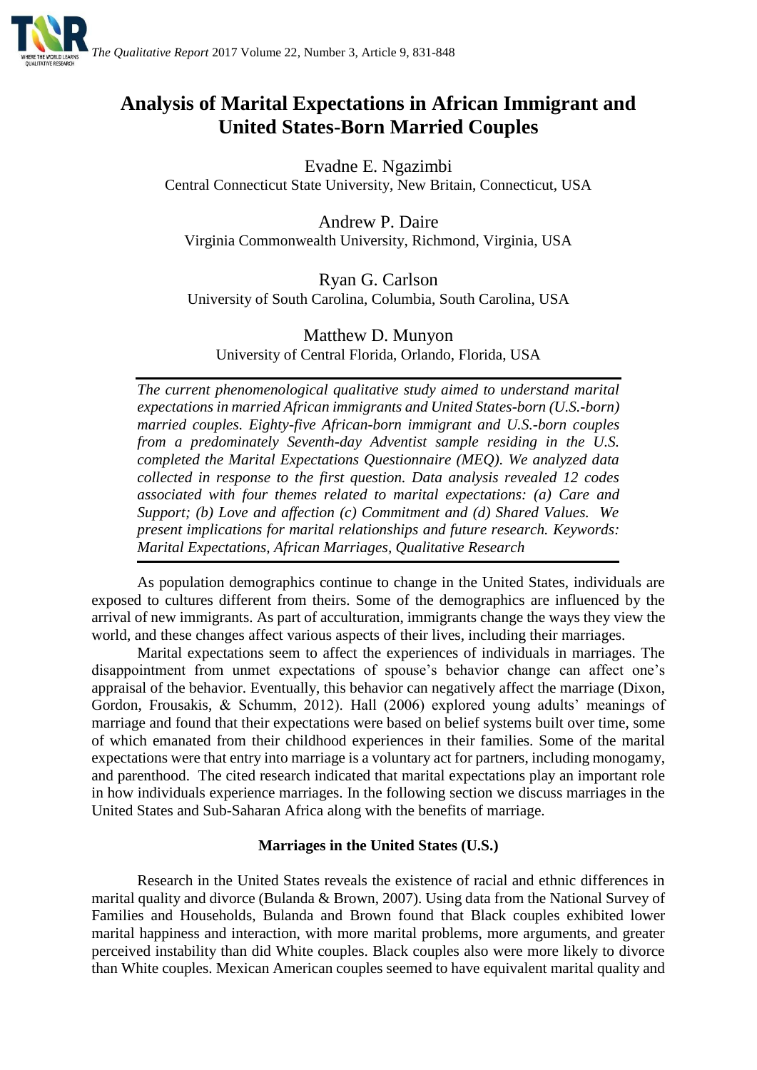# Analysis of Marital Expectations in African Immigrant and United States-Born Married Couples

Evadne E. Ngazimbi
Central Connecticut State University, New Britain, Connecticut, USA

Andrew P. Daire
Virginia Commonwealth University, Richmond, Virginia, USA

Ryan G. Carlson
University of South Carolina, Columbia, South Carolina, USA

Matthew D. Munyon
University of Central Florida, Orlando, Florida, USA

*The current phenomenological qualitative study aimed to understand marital expectations in married African immigrants and United States-born (U.S.-born) married couples. Eighty-five African-born immigrant and U.S.-born couples from a predominately Seventh-day Adventist sample residing in the U.S. completed the Marital Expectations Questionnaire (MEQ). We analyzed data collected in response to the first question. Data analysis revealed 12 codes associated with four themes related to marital expectations: (a) Care and Support; (b) Love and affection (c) Commitment and (d) Shared Values. We present implications for marital relationships and future research. Keywords: Marital Expectations, African Marriages, Qualitative Research*

As population demographics continue to change in the United States, individuals are exposed to cultures different from theirs. Some of the demographics are influenced by the arrival of new immigrants. As part of acculturation, immigrants change the ways they view the world, and these changes affect various aspects of their lives, including their marriages.

Marital expectations seem to affect the experiences of individuals in marriages. The disappointment from unmet expectations of spouse's behavior change can affect one's appraisal of the behavior. Eventually, this behavior can negatively affect the marriage (Dixon, Gordon, Frousakis, & Schumm, 2012). Hall (2006) explored young adults' meanings of marriage and found that their expectations were based on belief systems built over time, some of which emanated from their childhood experiences in their families. Some of the marital expectations were that entry into marriage is a voluntary act for partners, including monogamy, and parenthood. The cited research indicated that marital expectations play an important role in how individuals experience marriages. In the following section we discuss marriages in the United States and Sub-Saharan Africa along with the benefits of marriage.

## Marriages in the United States (U.S.)

Research in the United States reveals the existence of racial and ethnic differences in marital quality and divorce (Bulanda & Brown, 2007). Using data from the National Survey of Families and Households, Bulanda and Brown found that Black couples exhibited lower marital happiness and interaction, with more marital problems, more arguments, and greater perceived instability than did White couples. Black couples also were more likely to divorce than White couples. Mexican American couples seemed to have equivalent marital quality and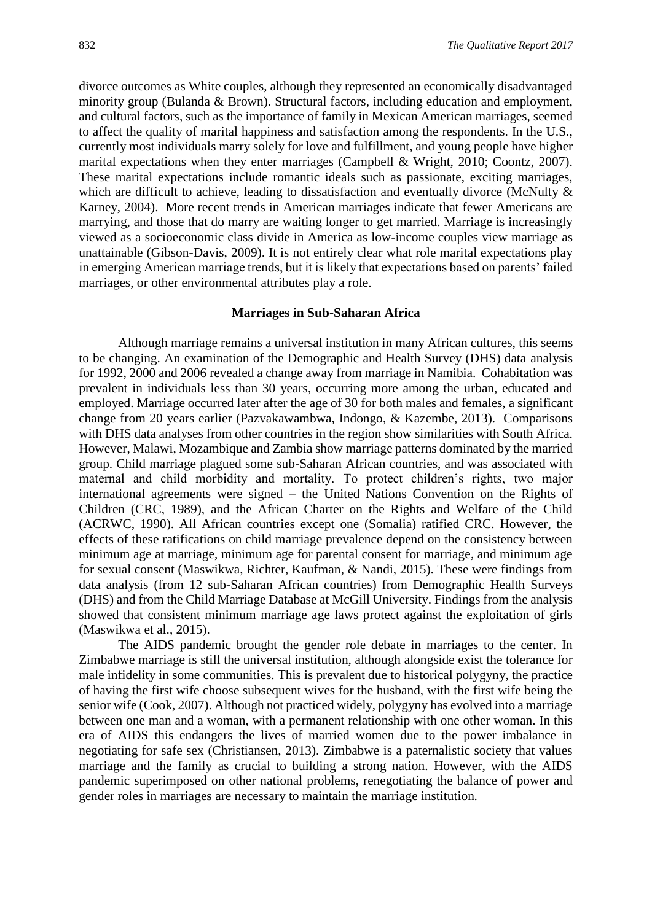divorce outcomes as White couples, although they represented an economically disadvantaged minority group (Bulanda & Brown). Structural factors, including education and employment, and cultural factors, such as the importance of family in Mexican American marriages, seemed to affect the quality of marital happiness and satisfaction among the respondents. In the U.S., currently most individuals marry solely for love and fulfillment, and young people have higher marital expectations when they enter marriages (Campbell & Wright, 2010; Coontz, 2007). These marital expectations include romantic ideals such as passionate, exciting marriages, which are difficult to achieve, leading to dissatisfaction and eventually divorce (McNulty & Karney, 2004). More recent trends in American marriages indicate that fewer Americans are marrying, and those that do marry are waiting longer to get married. Marriage is increasingly viewed as a socioeconomic class divide in America as low-income couples view marriage as unattainable (Gibson-Davis, 2009). It is not entirely clear what role marital expectations play in emerging American marriage trends, but it is likely that expectations based on parents' failed marriages, or other environmental attributes play a role.

## Marriages in Sub-Saharan Africa

Although marriage remains a universal institution in many African cultures, this seems to be changing. An examination of the Demographic and Health Survey (DHS) data analysis for 1992, 2000 and 2006 revealed a change away from marriage in Namibia. Cohabitation was prevalent in individuals less than 30 years, occurring more among the urban, educated and employed. Marriage occurred later after the age of 30 for both males and females, a significant change from 20 years earlier (Pazvakawambwa, Indongo, & Kazembe, 2013). Comparisons with DHS data analyses from other countries in the region show similarities with South Africa. However, Malawi, Mozambique and Zambia show marriage patterns dominated by the married group. Child marriage plagued some sub-Saharan African countries, and was associated with maternal and child morbidity and mortality. To protect children's rights, two major international agreements were signed – the United Nations Convention on the Rights of Children (CRC, 1989), and the African Charter on the Rights and Welfare of the Child (ACRWC, 1990). All African countries except one (Somalia) ratified CRC. However, the effects of these ratifications on child marriage prevalence depend on the consistency between minimum age at marriage, minimum age for parental consent for marriage, and minimum age for sexual consent (Maswikwa, Richter, Kaufman, & Nandi, 2015). These were findings from data analysis (from 12 sub-Saharan African countries) from Demographic Health Surveys (DHS) and from the Child Marriage Database at McGill University. Findings from the analysis showed that consistent minimum marriage age laws protect against the exploitation of girls (Maswikwa et al., 2015).

The AIDS pandemic brought the gender role debate in marriages to the center. In Zimbabwe marriage is still the universal institution, although alongside exist the tolerance for male infidelity in some communities. This is prevalent due to historical polygyny, the practice of having the first wife choose subsequent wives for the husband, with the first wife being the senior wife (Cook, 2007). Although not practiced widely, polygyny has evolved into a marriage between one man and a woman, with a permanent relationship with one other woman. In this era of AIDS this endangers the lives of married women due to the power imbalance in negotiating for safe sex (Christiansen, 2013). Zimbabwe is a paternalistic society that values marriage and the family as crucial to building a strong nation. However, with the AIDS pandemic superimposed on other national problems, renegotiating the balance of power and gender roles in marriages are necessary to maintain the marriage institution.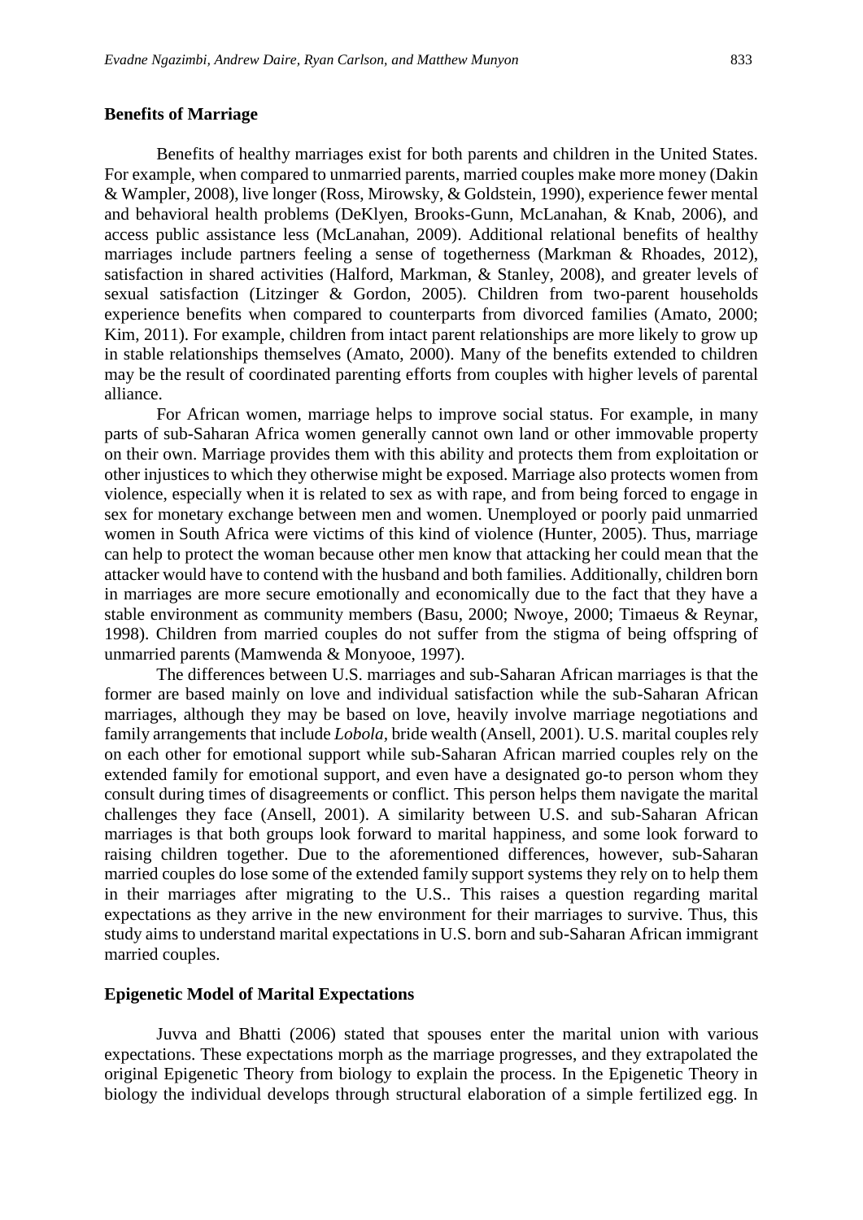## Benefits of Marriage

Benefits of healthy marriages exist for both parents and children in the United States. For example, when compared to unmarried parents, married couples make more money (Dakin & Wampler, 2008), live longer (Ross, Mirowsky, & Goldstein, 1990), experience fewer mental and behavioral health problems (DeKlyen, Brooks-Gunn, McLanahan, & Knab, 2006), and access public assistance less (McLanahan, 2009). Additional relational benefits of healthy marriages include partners feeling a sense of togetherness (Markman & Rhoades, 2012), satisfaction in shared activities (Halford, Markman, & Stanley, 2008), and greater levels of sexual satisfaction (Litzinger & Gordon, 2005). Children from two-parent households experience benefits when compared to counterparts from divorced families (Amato, 2000; Kim, 2011). For example, children from intact parent relationships are more likely to grow up in stable relationships themselves (Amato, 2000). Many of the benefits extended to children may be the result of coordinated parenting efforts from couples with higher levels of parental alliance.

For African women, marriage helps to improve social status. For example, in many parts of sub-Saharan Africa women generally cannot own land or other immovable property on their own. Marriage provides them with this ability and protects them from exploitation or other injustices to which they otherwise might be exposed. Marriage also protects women from violence, especially when it is related to sex as with rape, and from being forced to engage in sex for monetary exchange between men and women. Unemployed or poorly paid unmarried women in South Africa were victims of this kind of violence (Hunter, 2005). Thus, marriage can help to protect the woman because other men know that attacking her could mean that the attacker would have to contend with the husband and both families. Additionally, children born in marriages are more secure emotionally and economically due to the fact that they have a stable environment as community members (Basu, 2000; Nwoye, 2000; Timaeus & Reynar, 1998). Children from married couples do not suffer from the stigma of being offspring of unmarried parents (Mamwenda & Monyooe, 1997).

The differences between U.S. marriages and sub-Saharan African marriages is that the former are based mainly on love and individual satisfaction while the sub-Saharan African marriages, although they may be based on love, heavily involve marriage negotiations and family arrangements that include *Lobola*, bride wealth (Ansell, 2001). U.S. marital couples rely on each other for emotional support while sub-Saharan African married couples rely on the extended family for emotional support, and even have a designated go-to person whom they consult during times of disagreements or conflict. This person helps them navigate the marital challenges they face (Ansell, 2001). A similarity between U.S. and sub-Saharan African marriages is that both groups look forward to marital happiness, and some look forward to raising children together. Due to the aforementioned differences, however, sub-Saharan married couples do lose some of the extended family support systems they rely on to help them in their marriages after migrating to the U.S.. This raises a question regarding marital expectations as they arrive in the new environment for their marriages to survive. Thus, this study aims to understand marital expectations in U.S. born and sub-Saharan African immigrant married couples.

## Epigenetic Model of Marital Expectations

Juvva and Bhatti (2006) stated that spouses enter the marital union with various expectations. These expectations morph as the marriage progresses, and they extrapolated the original Epigenetic Theory from biology to explain the process. In the Epigenetic Theory in biology the individual develops through structural elaboration of a simple fertilized egg. In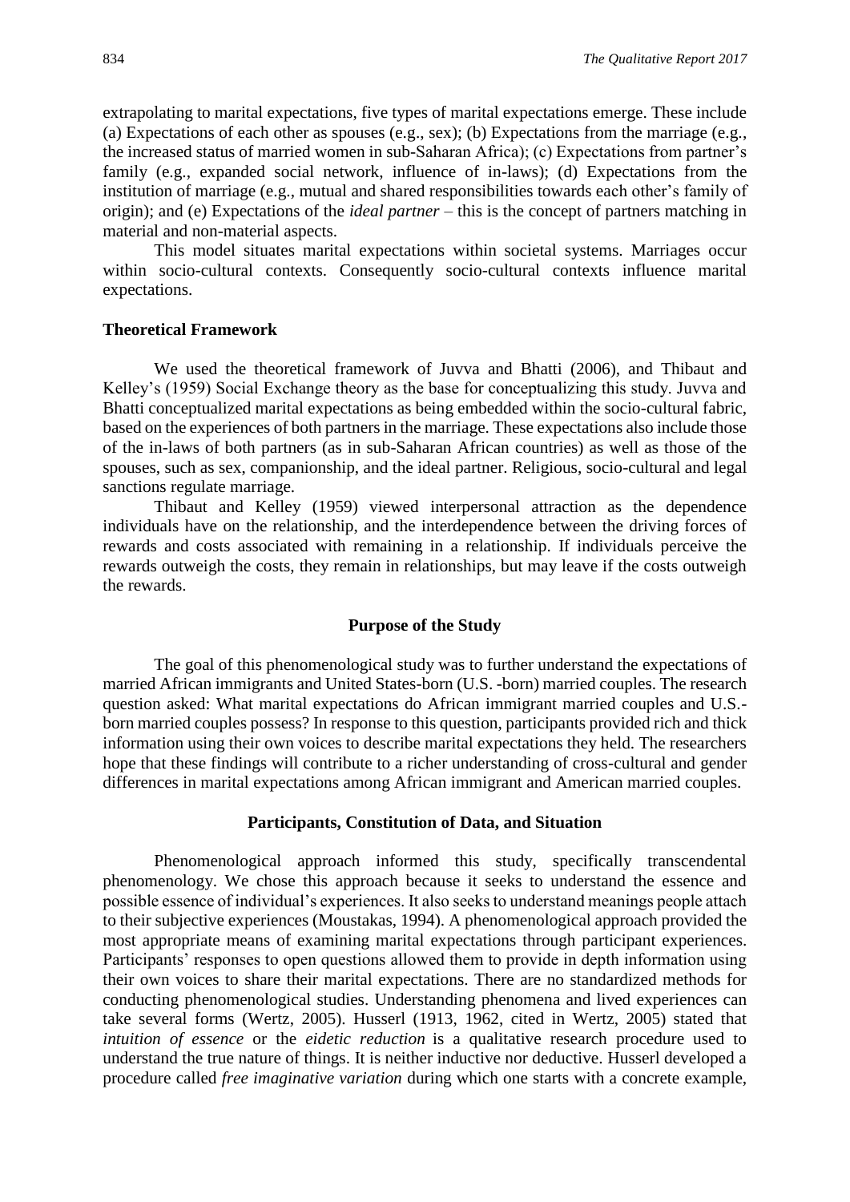extrapolating to marital expectations, five types of marital expectations emerge. These include (a) Expectations of each other as spouses (e.g., sex); (b) Expectations from the marriage (e.g., the increased status of married women in sub-Saharan Africa); (c) Expectations from partner's family (e.g., expanded social network, influence of in-laws); (d) Expectations from the institution of marriage (e.g., mutual and shared responsibilities towards each other's family of origin); and (e) Expectations of the *ideal partner* – this is the concept of partners matching in material and non-material aspects.

This model situates marital expectations within societal systems. Marriages occur within socio-cultural contexts. Consequently socio-cultural contexts influence marital expectations.

**Theoretical Framework**

We used the theoretical framework of Juvva and Bhatti (2006), and Thibaut and Kelley's (1959) Social Exchange theory as the base for conceptualizing this study. Juvva and Bhatti conceptualized marital expectations as being embedded within the socio-cultural fabric, based on the experiences of both partners in the marriage. These expectations also include those of the in-laws of both partners (as in sub-Saharan African countries) as well as those of the spouses, such as sex, companionship, and the ideal partner. Religious, socio-cultural and legal sanctions regulate marriage.

Thibaut and Kelley (1959) viewed interpersonal attraction as the dependence individuals have on the relationship, and the interdependence between the driving forces of rewards and costs associated with remaining in a relationship. If individuals perceive the rewards outweigh the costs, they remain in relationships, but may leave if the costs outweigh the rewards.

## Purpose of the Study

The goal of this phenomenological study was to further understand the expectations of married African immigrants and United States-born (U.S. -born) married couples. The research question asked: What marital expectations do African immigrant married couples and U.S.-born married couples possess? In response to this question, participants provided rich and thick information using their own voices to describe marital expectations they held. The researchers hope that these findings will contribute to a richer understanding of cross-cultural and gender differences in marital expectations among African immigrant and American married couples.

## Participants, Constitution of Data, and Situation

Phenomenological approach informed this study, specifically transcendental phenomenology. We chose this approach because it seeks to understand the essence and possible essence of individual's experiences. It also seeks to understand meanings people attach to their subjective experiences (Moustakas, 1994). A phenomenological approach provided the most appropriate means of examining marital expectations through participant experiences. Participants' responses to open questions allowed them to provide in depth information using their own voices to share their marital expectations. There are no standardized methods for conducting phenomenological studies. Understanding phenomena and lived experiences can take several forms (Wertz, 2005). Husserl (1913, 1962, cited in Wertz, 2005) stated that *intuition of essence* or the *eidetic reduction* is a qualitative research procedure used to understand the true nature of things. It is neither inductive nor deductive. Husserl developed a procedure called *free imaginative variation* during which one starts with a concrete example,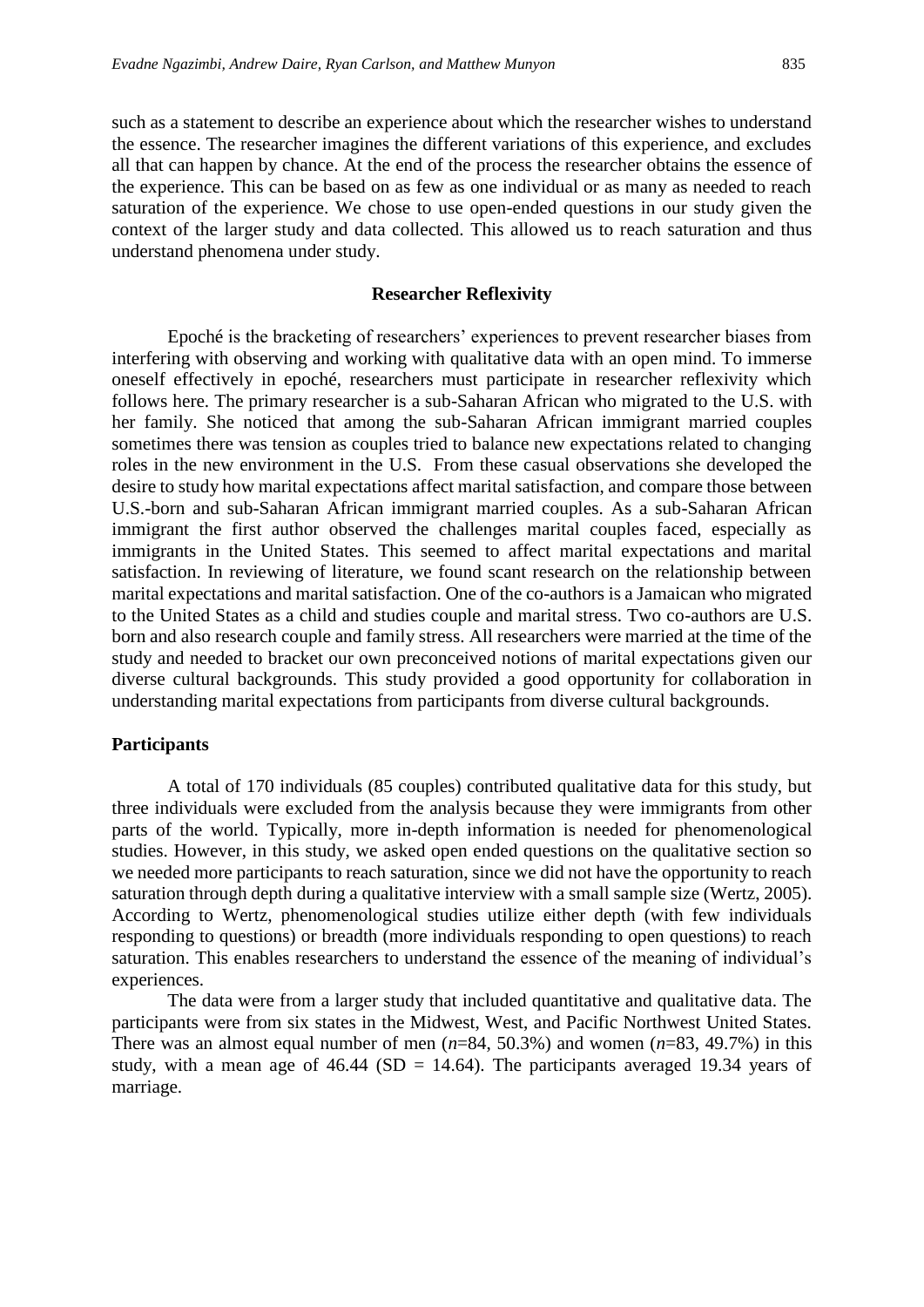such as a statement to describe an experience about which the researcher wishes to understand the essence. The researcher imagines the different variations of this experience, and excludes all that can happen by chance. At the end of the process the researcher obtains the essence of the experience. This can be based on as few as one individual or as many as needed to reach saturation of the experience. We chose to use open-ended questions in our study given the context of the larger study and data collected. This allowed us to reach saturation and thus understand phenomena under study.

## Researcher Reflexivity

Epoché is the bracketing of researchers' experiences to prevent researcher biases from interfering with observing and working with qualitative data with an open mind. To immerse oneself effectively in epoché, researchers must participate in researcher reflexivity which follows here. The primary researcher is a sub-Saharan African who migrated to the U.S. with her family. She noticed that among the sub-Saharan African immigrant married couples sometimes there was tension as couples tried to balance new expectations related to changing roles in the new environment in the U.S. From these casual observations she developed the desire to study how marital expectations affect marital satisfaction, and compare those between U.S.-born and sub-Saharan African immigrant married couples. As a sub-Saharan African immigrant the first author observed the challenges marital couples faced, especially as immigrants in the United States. This seemed to affect marital expectations and marital satisfaction. In reviewing of literature, we found scant research on the relationship between marital expectations and marital satisfaction. One of the co-authors is a Jamaican who migrated to the United States as a child and studies couple and marital stress. Two co-authors are U.S. born and also research couple and family stress. All researchers were married at the time of the study and needed to bracket our own preconceived notions of marital expectations given our diverse cultural backgrounds. This study provided a good opportunity for collaboration in understanding marital expectations from participants from diverse cultural backgrounds.

### Participants

A total of 170 individuals (85 couples) contributed qualitative data for this study, but three individuals were excluded from the analysis because they were immigrants from other parts of the world. Typically, more in-depth information is needed for phenomenological studies. However, in this study, we asked open ended questions on the qualitative section so we needed more participants to reach saturation, since we did not have the opportunity to reach saturation through depth during a qualitative interview with a small sample size (Wertz, 2005). According to Wertz, phenomenological studies utilize either depth (with few individuals responding to questions) or breadth (more individuals responding to open questions) to reach saturation. This enables researchers to understand the essence of the meaning of individual's experiences.

The data were from a larger study that included quantitative and qualitative data. The participants were from six states in the Midwest, West, and Pacific Northwest United States. There was an almost equal number of men ($n$=84, 50.3%) and women ($n$=83, 49.7%) in this study, with a mean age of 46.44 (SD = 14.64). The participants averaged 19.34 years of marriage.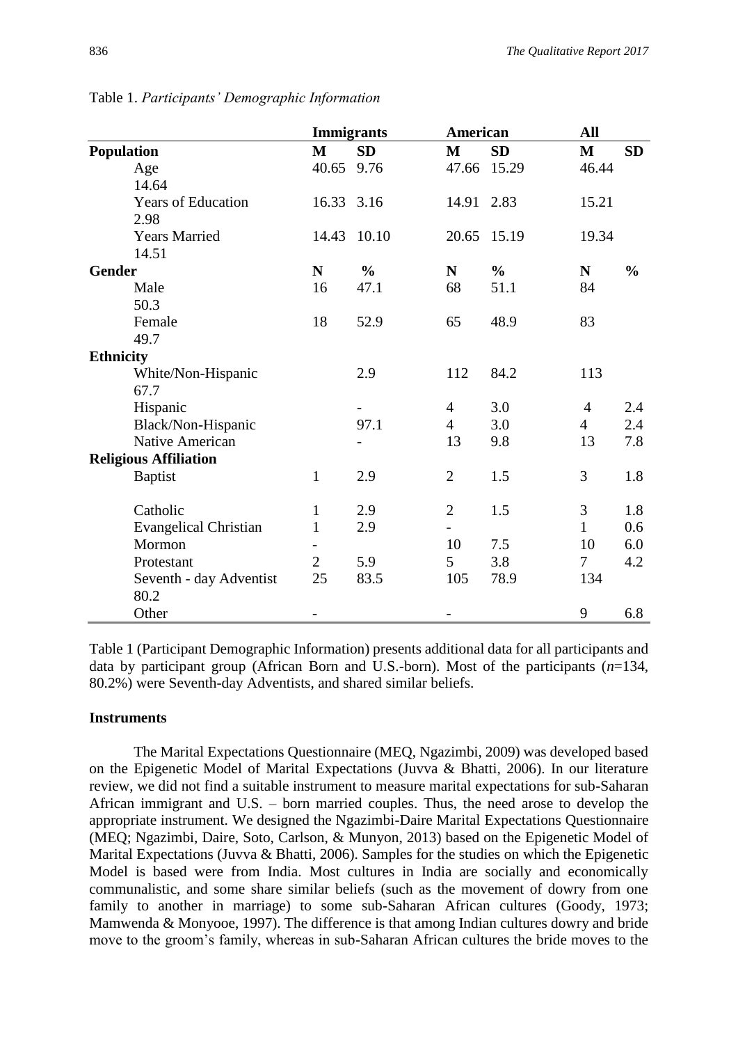Table 1. *Participants' Demographic Information*

| | **Immigrants** | | **American** | | **All** | |
|---|---|---|---|---|---|---|
| **Population** | **M** | **SD** | **M** | **SD** | **M** | **SD** |
| Age | 40.65 | 9.76 | 47.66 | 15.29 | 46.44 | 14.64 |
| Years of Education | 16.33 | 3.16 | 14.91 | 2.83 | 15.21 | 2.98 |
| Years Married | 14.43 | 10.10 | 20.65 | 15.19 | 19.34 | 14.51 |
| **Gender** | **N** | **%** | **N** | **%** | **N** | **%** |
| Male | 16 | 47.1 | 68 | 51.1 | 84 | 50.3 |
| Female | 18 | 52.9 | 65 | 48.9 | 83 | 49.7 |
| **Ethnicity** | | | | | | |
| White/Non-Hispanic | | 2.9 | 112 | 84.2 | 113 | 67.7 |
| Hispanic | | - | 4 | 3.0 | 4 | 2.4 |
| Black/Non-Hispanic | | 97.1 | 4 | 3.0 | 4 | 2.4 |
| Native American | | - | 13 | 9.8 | 13 | 7.8 |
| **Religious Affiliation** | | | | | | |
| Baptist | 1 | 2.9 | 2 | 1.5 | 3 | 1.8 |
| Catholic | 1 | 2.9 | 2 | 1.5 | 3 | 1.8 |
| Evangelical Christian | 1 | 2.9 | - | | 1 | 0.6 |
| Mormon | - | | 10 | 7.5 | 10 | 6.0 |
| Protestant | 2 | 5.9 | 5 | 3.8 | 7 | 4.2 |
| Seventh - day Adventist | 25 | 83.5 | 105 | 78.9 | 134 | 80.2 |
| Other | - | | - | | 9 | 6.8 |

Table 1 (Participant Demographic Information) presents additional data for all participants and data by participant group (African Born and U.S.-born). Most of the participants (*n*=134, 80.2%) were Seventh-day Adventists, and shared similar beliefs.

### Instruments

The Marital Expectations Questionnaire (MEQ, Ngazimbi, 2009) was developed based on the Epigenetic Model of Marital Expectations (Juvva & Bhatti, 2006). In our literature review, we did not find a suitable instrument to measure marital expectations for sub-Saharan African immigrant and U.S. – born married couples. Thus, the need arose to develop the appropriate instrument. We designed the Ngazimbi-Daire Marital Expectations Questionnaire (MEQ; Ngazimbi, Daire, Soto, Carlson, & Munyon, 2013) based on the Epigenetic Model of Marital Expectations (Juvva & Bhatti, 2006). Samples for the studies on which the Epigenetic Model is based were from India. Most cultures in India are socially and economically communalistic, and some share similar beliefs (such as the movement of dowry from one family to another in marriage) to some sub-Saharan African cultures (Goody, 1973; Mamwenda & Monyooe, 1997). The difference is that among Indian cultures dowry and bride move to the groom's family, whereas in sub-Saharan African cultures the bride moves to the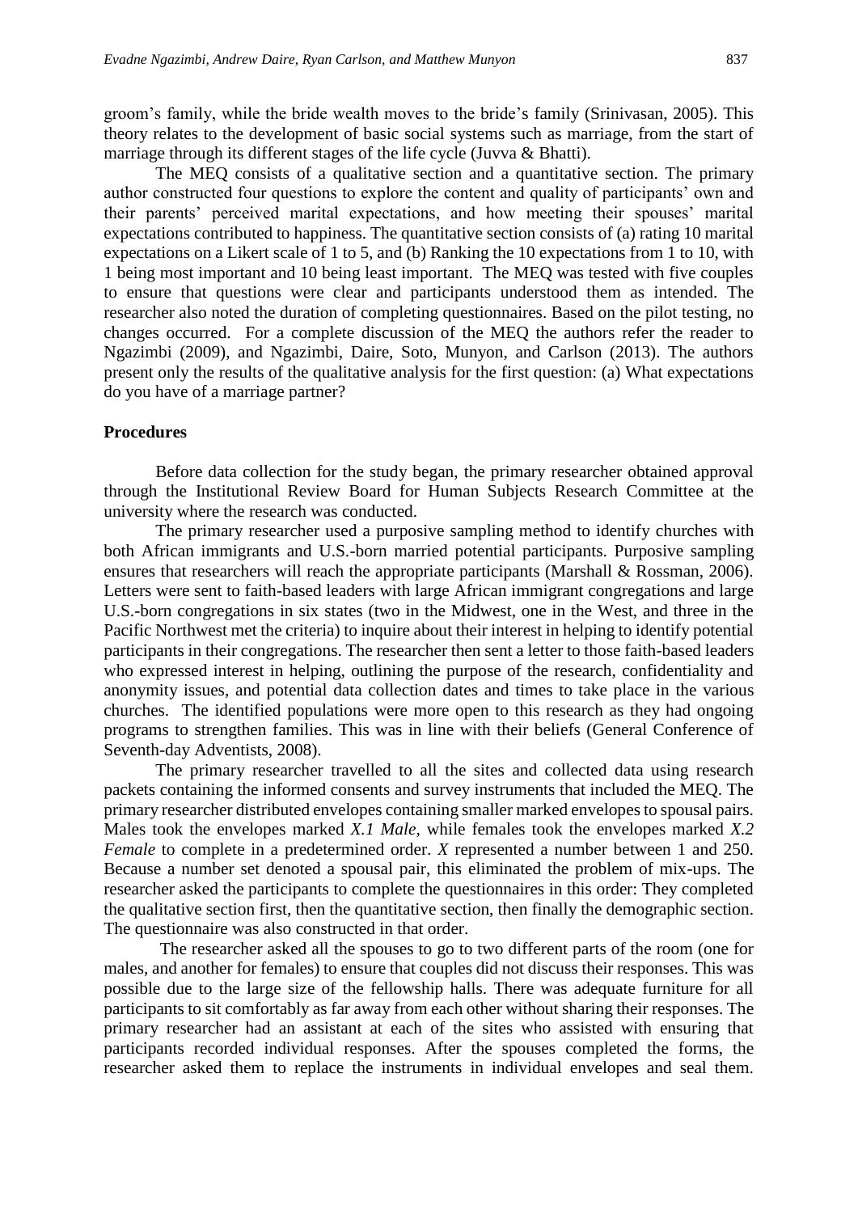groom's family, while the bride wealth moves to the bride's family (Srinivasan, 2005). This theory relates to the development of basic social systems such as marriage, from the start of marriage through its different stages of the life cycle (Juvva & Bhatti).

The MEQ consists of a qualitative section and a quantitative section. The primary author constructed four questions to explore the content and quality of participants' own and their parents' perceived marital expectations, and how meeting their spouses' marital expectations contributed to happiness. The quantitative section consists of (a) rating 10 marital expectations on a Likert scale of 1 to 5, and (b) Ranking the 10 expectations from 1 to 10, with 1 being most important and 10 being least important. The MEQ was tested with five couples to ensure that questions were clear and participants understood them as intended. The researcher also noted the duration of completing questionnaires. Based on the pilot testing, no changes occurred. For a complete discussion of the MEQ the authors refer the reader to Ngazimbi (2009), and Ngazimbi, Daire, Soto, Munyon, and Carlson (2013). The authors present only the results of the qualitative analysis for the first question: (a) What expectations do you have of a marriage partner?

### Procedures

Before data collection for the study began, the primary researcher obtained approval through the Institutional Review Board for Human Subjects Research Committee at the university where the research was conducted.

The primary researcher used a purposive sampling method to identify churches with both African immigrants and U.S.-born married potential participants. Purposive sampling ensures that researchers will reach the appropriate participants (Marshall & Rossman, 2006). Letters were sent to faith-based leaders with large African immigrant congregations and large U.S.-born congregations in six states (two in the Midwest, one in the West, and three in the Pacific Northwest met the criteria) to inquire about their interest in helping to identify potential participants in their congregations. The researcher then sent a letter to those faith-based leaders who expressed interest in helping, outlining the purpose of the research, confidentiality and anonymity issues, and potential data collection dates and times to take place in the various churches. The identified populations were more open to this research as they had ongoing programs to strengthen families. This was in line with their beliefs (General Conference of Seventh-day Adventists, 2008).

The primary researcher travelled to all the sites and collected data using research packets containing the informed consents and survey instruments that included the MEQ. The primary researcher distributed envelopes containing smaller marked envelopes to spousal pairs. Males took the envelopes marked *X.1 Male*, while females took the envelopes marked *X.2 Female* to complete in a predetermined order. *X* represented a number between 1 and 250. Because a number set denoted a spousal pair, this eliminated the problem of mix-ups. The researcher asked the participants to complete the questionnaires in this order: They completed the qualitative section first, then the quantitative section, then finally the demographic section. The questionnaire was also constructed in that order.

The researcher asked all the spouses to go to two different parts of the room (one for males, and another for females) to ensure that couples did not discuss their responses. This was possible due to the large size of the fellowship halls. There was adequate furniture for all participants to sit comfortably as far away from each other without sharing their responses. The primary researcher had an assistant at each of the sites who assisted with ensuring that participants recorded individual responses. After the spouses completed the forms, the researcher asked them to replace the instruments in individual envelopes and seal them.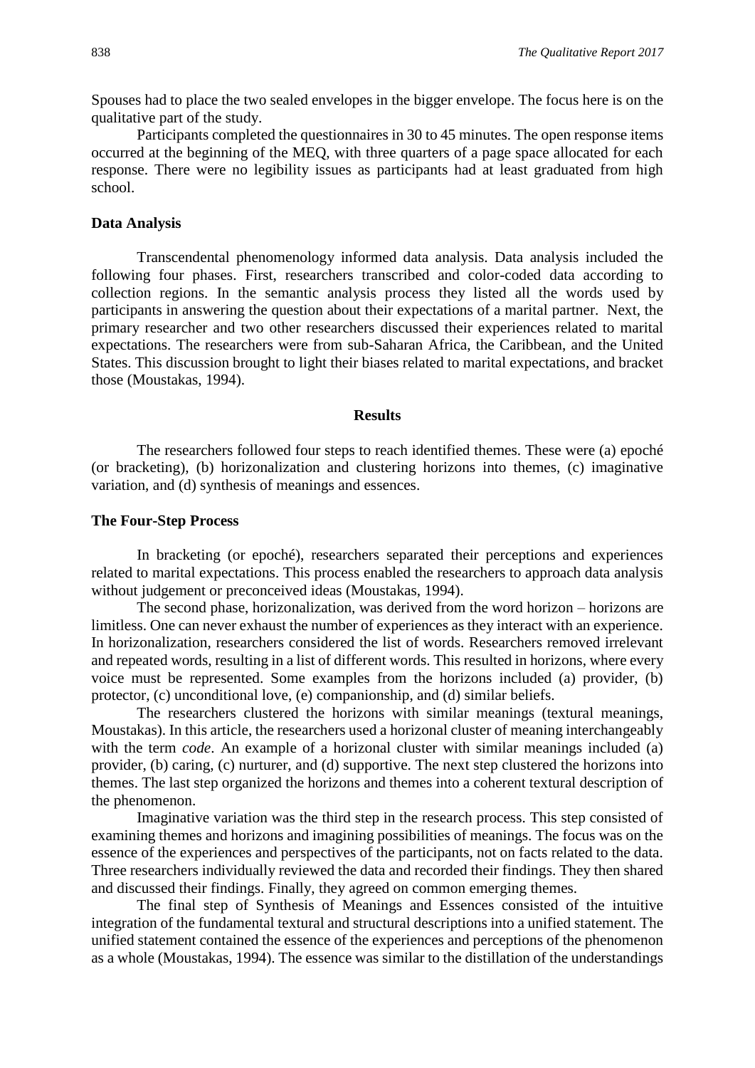Spouses had to place the two sealed envelopes in the bigger envelope. The focus here is on the qualitative part of the study.

Participants completed the questionnaires in 30 to 45 minutes. The open response items occurred at the beginning of the MEQ, with three quarters of a page space allocated for each response. There were no legibility issues as participants had at least graduated from high school.

### Data Analysis

Transcendental phenomenology informed data analysis. Data analysis included the following four phases. First, researchers transcribed and color-coded data according to collection regions. In the semantic analysis process they listed all the words used by participants in answering the question about their expectations of a marital partner. Next, the primary researcher and two other researchers discussed their experiences related to marital expectations. The researchers were from sub-Saharan Africa, the Caribbean, and the United States. This discussion brought to light their biases related to marital expectations, and bracket those (Moustakas, 1994).

## Results

The researchers followed four steps to reach identified themes. These were (a) epoché (or bracketing), (b) horizonalization and clustering horizons into themes, (c) imaginative variation, and (d) synthesis of meanings and essences.

### The Four-Step Process

In bracketing (or epoché), researchers separated their perceptions and experiences related to marital expectations. This process enabled the researchers to approach data analysis without judgement or preconceived ideas (Moustakas, 1994).

The second phase, horizonalization, was derived from the word horizon – horizons are limitless. One can never exhaust the number of experiences as they interact with an experience. In horizonalization, researchers considered the list of words. Researchers removed irrelevant and repeated words, resulting in a list of different words. This resulted in horizons, where every voice must be represented. Some examples from the horizons included (a) provider, (b) protector, (c) unconditional love, (e) companionship, and (d) similar beliefs.

The researchers clustered the horizons with similar meanings (textural meanings, Moustakas). In this article, the researchers used a horizonal cluster of meaning interchangeably with the term *code*. An example of a horizonal cluster with similar meanings included (a) provider, (b) caring, (c) nurturer, and (d) supportive. The next step clustered the horizons into themes. The last step organized the horizons and themes into a coherent textural description of the phenomenon.

Imaginative variation was the third step in the research process. This step consisted of examining themes and horizons and imagining possibilities of meanings. The focus was on the essence of the experiences and perspectives of the participants, not on facts related to the data. Three researchers individually reviewed the data and recorded their findings. They then shared and discussed their findings. Finally, they agreed on common emerging themes.

The final step of Synthesis of Meanings and Essences consisted of the intuitive integration of the fundamental textural and structural descriptions into a unified statement. The unified statement contained the essence of the experiences and perceptions of the phenomenon as a whole (Moustakas, 1994). The essence was similar to the distillation of the understandings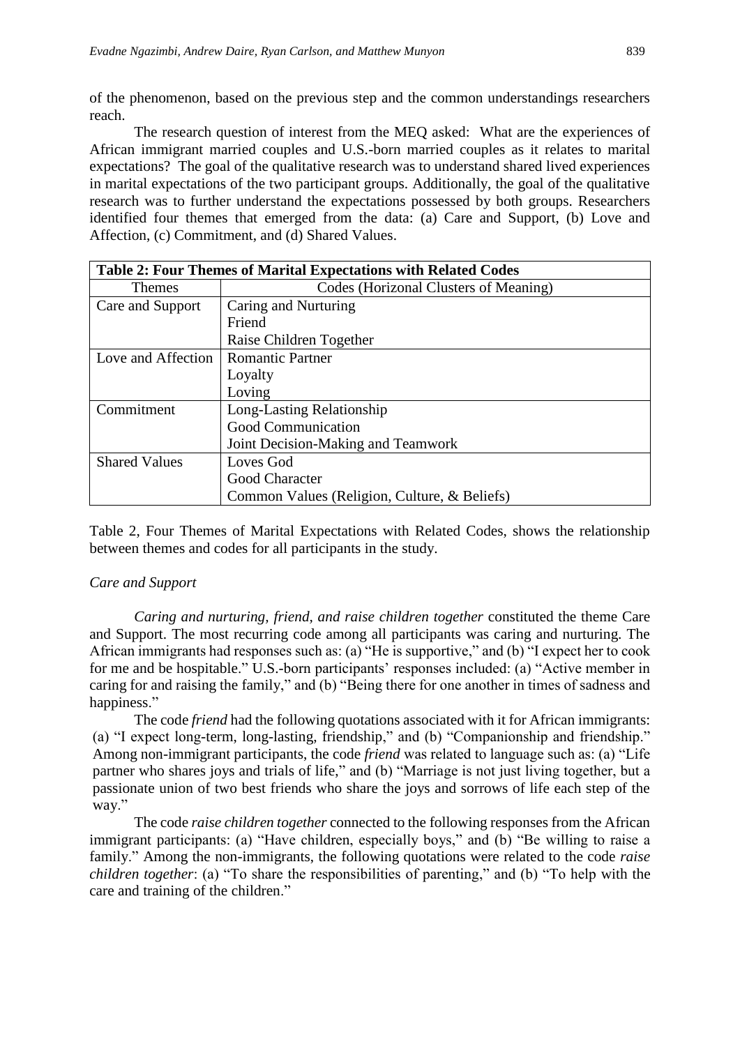of the phenomenon, based on the previous step and the common understandings researchers reach.

The research question of interest from the MEQ asked: What are the experiences of African immigrant married couples and U.S.-born married couples as it relates to marital expectations? The goal of the qualitative research was to understand shared lived experiences in marital expectations of the two participant groups. Additionally, the goal of the qualitative research was to further understand the expectations possessed by both groups. Researchers identified four themes that emerged from the data: (a) Care and Support, (b) Love and Affection, (c) Commitment, and (d) Shared Values.

**Table 2: Four Themes of Marital Expectations with Related Codes**

| Themes | Codes (Horizonal Clusters of Meaning) |
|---|---|
| Care and Support | Caring and Nurturing |
| | Friend |
| | Raise Children Together |
| Love and Affection | Romantic Partner |
| | Loyalty |
| | Loving |
| Commitment | Long-Lasting Relationship |
| | Good Communication |
| | Joint Decision-Making and Teamwork |
| Shared Values | Loves God |
| | Good Character |
| | Common Values (Religion, Culture, & Beliefs) |

Table 2, Four Themes of Marital Expectations with Related Codes, shows the relationship between themes and codes for all participants in the study.

*Care and Support*

*Caring and nurturing, friend, and raise children together* constituted the theme Care and Support. The most recurring code among all participants was caring and nurturing. The African immigrants had responses such as: (a) "He is supportive," and (b) "I expect her to cook for me and be hospitable." U.S.-born participants' responses included: (a) "Active member in caring for and raising the family," and (b) "Being there for one another in times of sadness and happiness."

The code *friend* had the following quotations associated with it for African immigrants: (a) "I expect long-term, long-lasting, friendship," and (b) "Companionship and friendship." Among non-immigrant participants, the code *friend* was related to language such as: (a) "Life partner who shares joys and trials of life," and (b) "Marriage is not just living together, but a passionate union of two best friends who share the joys and sorrows of life each step of the way."

The code *raise children together* connected to the following responses from the African immigrant participants: (a) "Have children, especially boys," and (b) "Be willing to raise a family." Among the non-immigrants, the following quotations were related to the code *raise children together*: (a) "To share the responsibilities of parenting," and (b) "To help with the care and training of the children."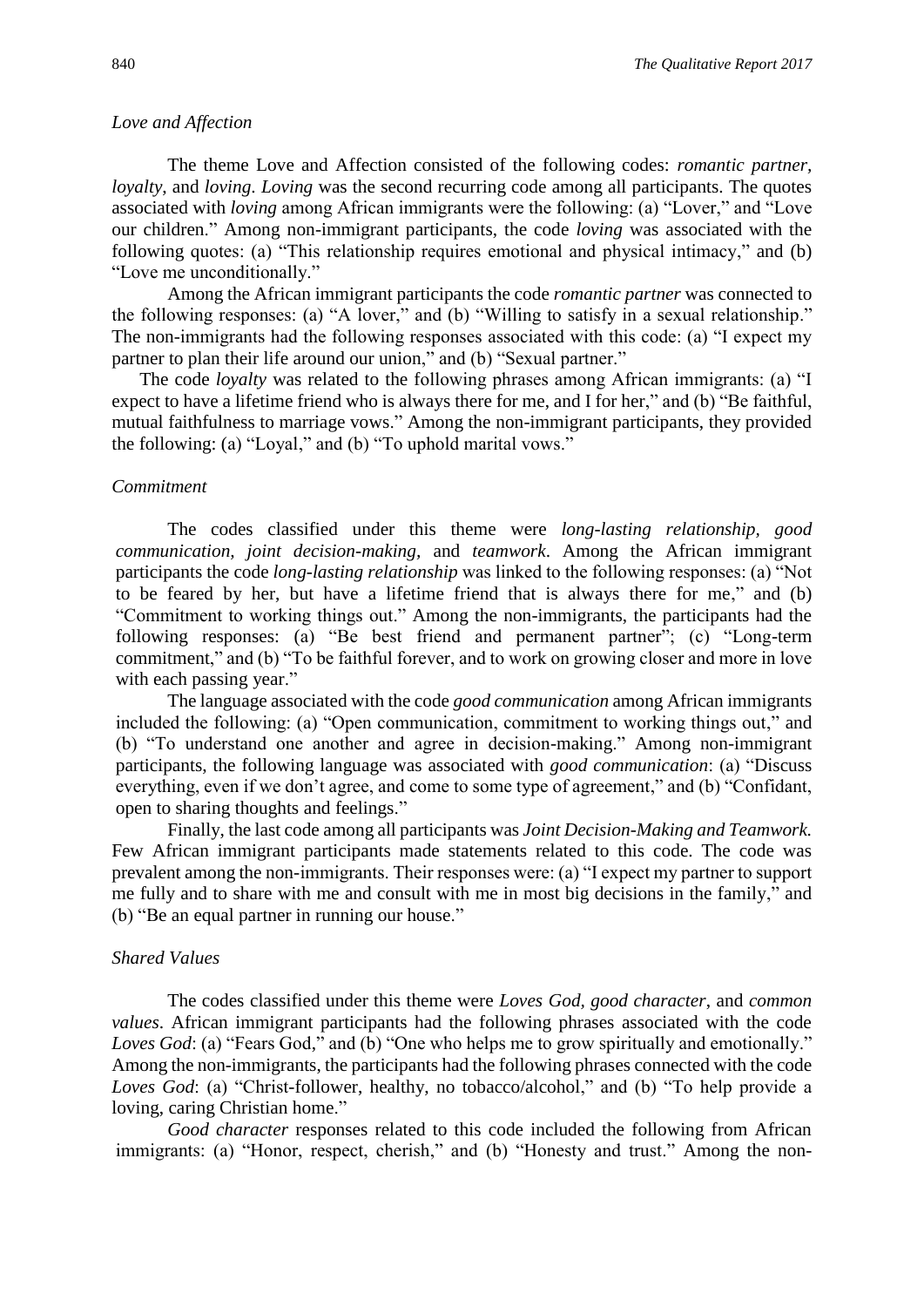### *Love and Affection*

The theme Love and Affection consisted of the following codes: *romantic partner*, *loyalty*, and *loving*. *Loving* was the second recurring code among all participants. The quotes associated with *loving* among African immigrants were the following: (a) "Lover," and "Love our children." Among non-immigrant participants, the code *loving* was associated with the following quotes: (a) "This relationship requires emotional and physical intimacy," and (b) "Love me unconditionally."

Among the African immigrant participants the code *romantic partner* was connected to the following responses: (a) "A lover," and (b) "Willing to satisfy in a sexual relationship." The non-immigrants had the following responses associated with this code: (a) "I expect my partner to plan their life around our union," and (b) "Sexual partner."

The code *loyalty* was related to the following phrases among African immigrants: (a) "I expect to have a lifetime friend who is always there for me, and I for her," and (b) "Be faithful, mutual faithfulness to marriage vows." Among the non-immigrant participants, they provided the following: (a) "Loyal," and (b) "To uphold marital vows."

### *Commitment*

The codes classified under this theme were *long-lasting relationship, good communication, joint decision-making,* and *teamwork*. Among the African immigrant participants the code *long-lasting relationship* was linked to the following responses: (a) "Not to be feared by her, but have a lifetime friend that is always there for me," and (b) "Commitment to working things out." Among the non-immigrants, the participants had the following responses: (a) "Be best friend and permanent partner"; (c) "Long-term commitment," and (b) "To be faithful forever, and to work on growing closer and more in love with each passing year."

The language associated with the code *good communication* among African immigrants included the following: (a) "Open communication, commitment to working things out," and (b) "To understand one another and agree in decision-making." Among non-immigrant participants, the following language was associated with *good communication*: (a) "Discuss everything, even if we don't agree, and come to some type of agreement," and (b) "Confidant, open to sharing thoughts and feelings."

Finally, the last code among all participants was *Joint Decision-Making and Teamwork.* Few African immigrant participants made statements related to this code. The code was prevalent among the non-immigrants. Their responses were: (a) "I expect my partner to support me fully and to share with me and consult with me in most big decisions in the family," and (b) "Be an equal partner in running our house."

### *Shared Values*

The codes classified under this theme were *Loves God, good character,* and *common values*. African immigrant participants had the following phrases associated with the code *Loves God*: (a) "Fears God," and (b) "One who helps me to grow spiritually and emotionally." Among the non-immigrants, the participants had the following phrases connected with the code *Loves God*: (a) "Christ-follower, healthy, no tobacco/alcohol," and (b) "To help provide a loving, caring Christian home."

*Good character* responses related to this code included the following from African immigrants: (a) "Honor, respect, cherish," and (b) "Honesty and trust." Among the non-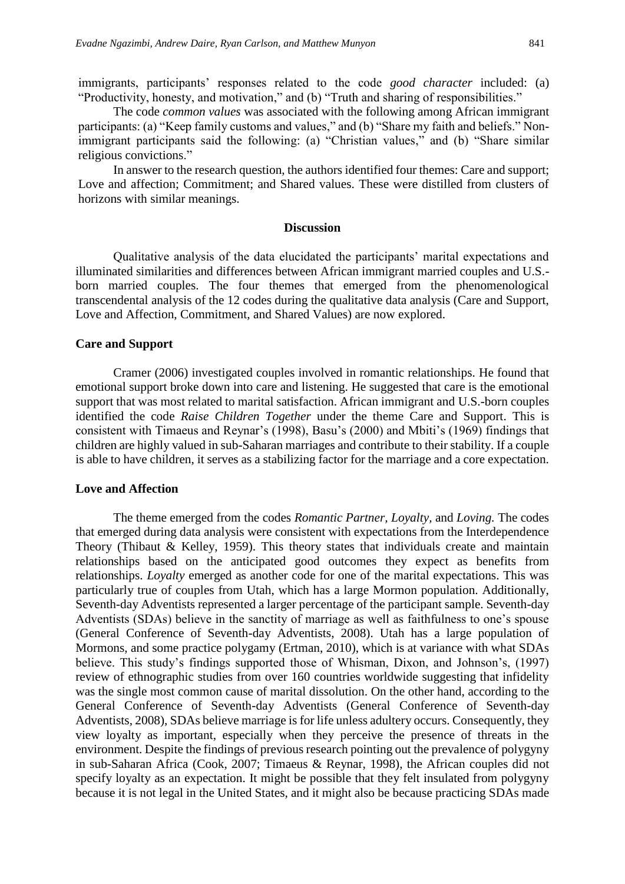immigrants, participants' responses related to the code *good character* included: (a) "Productivity, honesty, and motivation," and (b) "Truth and sharing of responsibilities."

The code *common values* was associated with the following among African immigrant participants: (a) "Keep family customs and values," and (b) "Share my faith and beliefs." Non-immigrant participants said the following: (a) "Christian values," and (b) "Share similar religious convictions."

In answer to the research question, the authors identified four themes: Care and support; Love and affection; Commitment; and Shared values. These were distilled from clusters of horizons with similar meanings.

## Discussion

Qualitative analysis of the data elucidated the participants' marital expectations and illuminated similarities and differences between African immigrant married couples and U.S.-born married couples. The four themes that emerged from the phenomenological transcendental analysis of the 12 codes during the qualitative data analysis (Care and Support, Love and Affection, Commitment, and Shared Values) are now explored.

### Care and Support

Cramer (2006) investigated couples involved in romantic relationships. He found that emotional support broke down into care and listening. He suggested that care is the emotional support that was most related to marital satisfaction. African immigrant and U.S.-born couples identified the code *Raise Children Together* under the theme Care and Support. This is consistent with Timaeus and Reynar's (1998), Basu's (2000) and Mbiti's (1969) findings that children are highly valued in sub-Saharan marriages and contribute to their stability. If a couple is able to have children, it serves as a stabilizing factor for the marriage and a core expectation.

### Love and Affection

The theme emerged from the codes *Romantic Partner, Loyalty,* and *Loving.* The codes that emerged during data analysis were consistent with expectations from the Interdependence Theory (Thibaut & Kelley, 1959). This theory states that individuals create and maintain relationships based on the anticipated good outcomes they expect as benefits from relationships. *Loyalty* emerged as another code for one of the marital expectations. This was particularly true of couples from Utah, which has a large Mormon population. Additionally, Seventh-day Adventists represented a larger percentage of the participant sample. Seventh-day Adventists (SDAs) believe in the sanctity of marriage as well as faithfulness to one's spouse (General Conference of Seventh-day Adventists, 2008). Utah has a large population of Mormons, and some practice polygamy (Ertman, 2010), which is at variance with what SDAs believe. This study's findings supported those of Whisman, Dixon, and Johnson's, (1997) review of ethnographic studies from over 160 countries worldwide suggesting that infidelity was the single most common cause of marital dissolution. On the other hand, according to the General Conference of Seventh-day Adventists (General Conference of Seventh-day Adventists, 2008), SDAs believe marriage is for life unless adultery occurs. Consequently, they view loyalty as important, especially when they perceive the presence of threats in the environment. Despite the findings of previous research pointing out the prevalence of polygyny in sub-Saharan Africa (Cook, 2007; Timaeus & Reynar, 1998), the African couples did not specify loyalty as an expectation. It might be possible that they felt insulated from polygyny because it is not legal in the United States, and it might also be because practicing SDAs made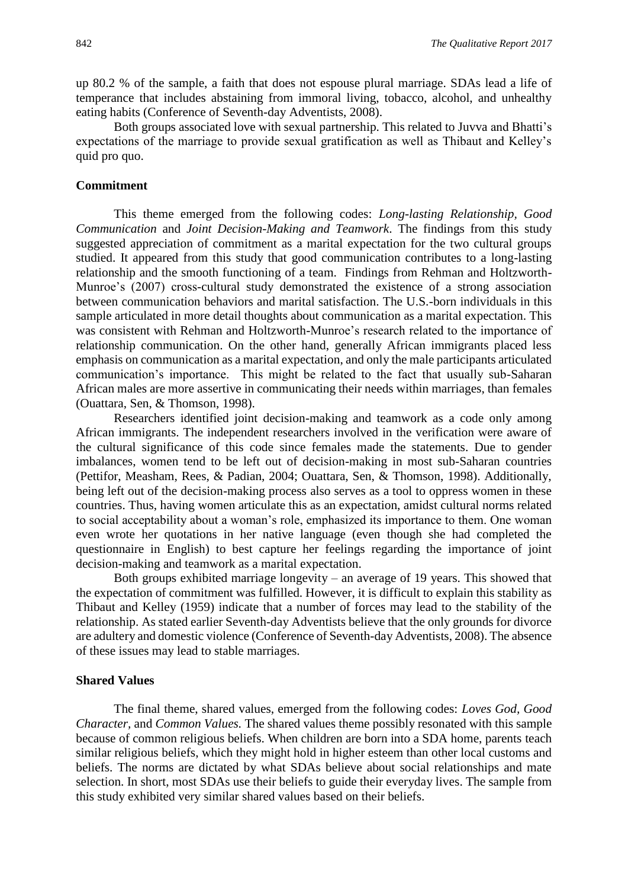up 80.2 % of the sample, a faith that does not espouse plural marriage. SDAs lead a life of temperance that includes abstaining from immoral living, tobacco, alcohol, and unhealthy eating habits (Conference of Seventh-day Adventists, 2008).

Both groups associated love with sexual partnership. This related to Juvva and Bhatti's expectations of the marriage to provide sexual gratification as well as Thibaut and Kelley's quid pro quo.

### Commitment

This theme emerged from the following codes: *Long-lasting Relationship, Good Communication* and *Joint Decision-Making and Teamwork*. The findings from this study suggested appreciation of commitment as a marital expectation for the two cultural groups studied. It appeared from this study that good communication contributes to a long-lasting relationship and the smooth functioning of a team. Findings from Rehman and Holtzworth-Munroe's (2007) cross-cultural study demonstrated the existence of a strong association between communication behaviors and marital satisfaction. The U.S.-born individuals in this sample articulated in more detail thoughts about communication as a marital expectation. This was consistent with Rehman and Holtzworth-Munroe's research related to the importance of relationship communication. On the other hand, generally African immigrants placed less emphasis on communication as a marital expectation, and only the male participants articulated communication's importance. This might be related to the fact that usually sub-Saharan African males are more assertive in communicating their needs within marriages, than females (Ouattara, Sen, & Thomson, 1998).

Researchers identified joint decision-making and teamwork as a code only among African immigrants. The independent researchers involved in the verification were aware of the cultural significance of this code since females made the statements. Due to gender imbalances, women tend to be left out of decision-making in most sub-Saharan countries (Pettifor, Measham, Rees, & Padian, 2004; Ouattara, Sen, & Thomson, 1998). Additionally, being left out of the decision-making process also serves as a tool to oppress women in these countries. Thus, having women articulate this as an expectation, amidst cultural norms related to social acceptability about a woman's role, emphasized its importance to them. One woman even wrote her quotations in her native language (even though she had completed the questionnaire in English) to best capture her feelings regarding the importance of joint decision-making and teamwork as a marital expectation.

Both groups exhibited marriage longevity – an average of 19 years. This showed that the expectation of commitment was fulfilled. However, it is difficult to explain this stability as Thibaut and Kelley (1959) indicate that a number of forces may lead to the stability of the relationship. As stated earlier Seventh-day Adventists believe that the only grounds for divorce are adultery and domestic violence (Conference of Seventh-day Adventists, 2008). The absence of these issues may lead to stable marriages.

### Shared Values

The final theme, shared values, emerged from the following codes: *Loves God, Good Character*, and *Common Values.* The shared values theme possibly resonated with this sample because of common religious beliefs. When children are born into a SDA home, parents teach similar religious beliefs, which they might hold in higher esteem than other local customs and beliefs. The norms are dictated by what SDAs believe about social relationships and mate selection. In short, most SDAs use their beliefs to guide their everyday lives. The sample from this study exhibited very similar shared values based on their beliefs.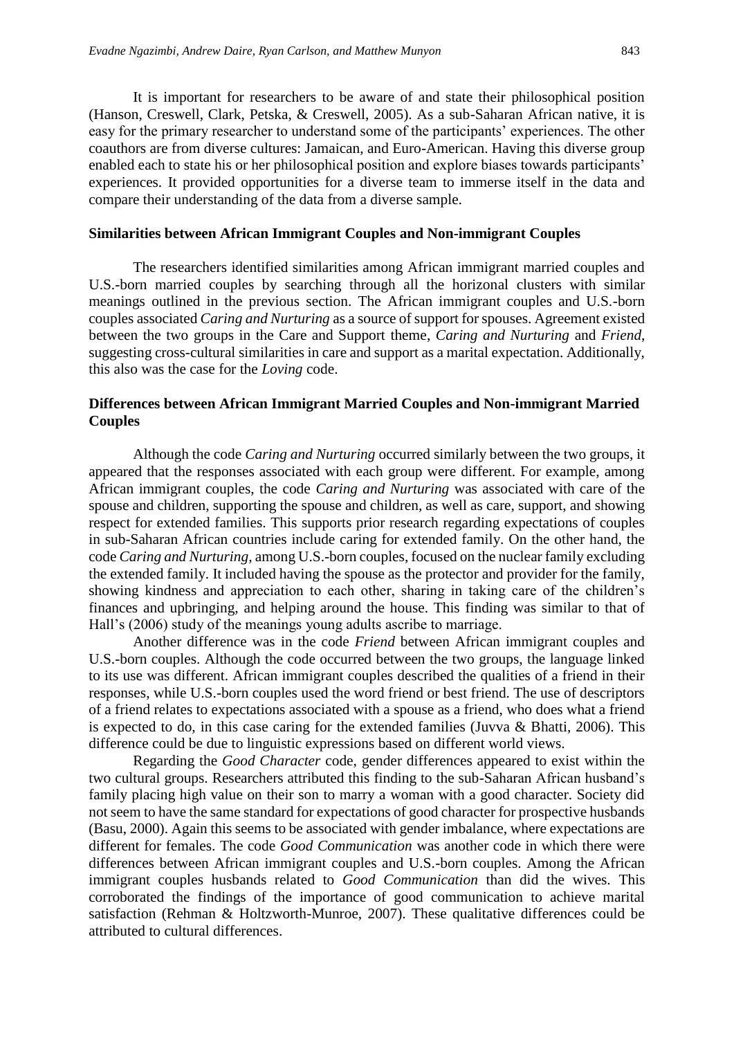It is important for researchers to be aware of and state their philosophical position (Hanson, Creswell, Clark, Petska, & Creswell, 2005). As a sub-Saharan African native, it is easy for the primary researcher to understand some of the participants' experiences. The other coauthors are from diverse cultures: Jamaican, and Euro-American. Having this diverse group enabled each to state his or her philosophical position and explore biases towards participants' experiences. It provided opportunities for a diverse team to immerse itself in the data and compare their understanding of the data from a diverse sample.

### Similarities between African Immigrant Couples and Non-immigrant Couples

The researchers identified similarities among African immigrant married couples and U.S.-born married couples by searching through all the horizonal clusters with similar meanings outlined in the previous section. The African immigrant couples and U.S.-born couples associated *Caring and Nurturing* as a source of support for spouses. Agreement existed between the two groups in the Care and Support theme, *Caring and Nurturing* and *Friend*, suggesting cross-cultural similarities in care and support as a marital expectation. Additionally, this also was the case for the *Loving* code.

### Differences between African Immigrant Married Couples and Non-immigrant Married Couples

Although the code *Caring and Nurturing* occurred similarly between the two groups, it appeared that the responses associated with each group were different. For example, among African immigrant couples, the code *Caring and Nurturing* was associated with care of the spouse and children, supporting the spouse and children, as well as care, support, and showing respect for extended families. This supports prior research regarding expectations of couples in sub-Saharan African countries include caring for extended family. On the other hand, the code *Caring and Nurturing*, among U.S.-born couples, focused on the nuclear family excluding the extended family. It included having the spouse as the protector and provider for the family, showing kindness and appreciation to each other, sharing in taking care of the children's finances and upbringing, and helping around the house. This finding was similar to that of Hall's (2006) study of the meanings young adults ascribe to marriage.

Another difference was in the code *Friend* between African immigrant couples and U.S.-born couples. Although the code occurred between the two groups, the language linked to its use was different. African immigrant couples described the qualities of a friend in their responses, while U.S.-born couples used the word friend or best friend. The use of descriptors of a friend relates to expectations associated with a spouse as a friend, who does what a friend is expected to do, in this case caring for the extended families (Juvva & Bhatti, 2006). This difference could be due to linguistic expressions based on different world views.

Regarding the *Good Character* code, gender differences appeared to exist within the two cultural groups. Researchers attributed this finding to the sub-Saharan African husband's family placing high value on their son to marry a woman with a good character. Society did not seem to have the same standard for expectations of good character for prospective husbands (Basu, 2000). Again this seems to be associated with gender imbalance, where expectations are different for females. The code *Good Communication* was another code in which there were differences between African immigrant couples and U.S.-born couples. Among the African immigrant couples husbands related to *Good Communication* than did the wives. This corroborated the findings of the importance of good communication to achieve marital satisfaction (Rehman & Holtzworth-Munroe, 2007). These qualitative differences could be attributed to cultural differences.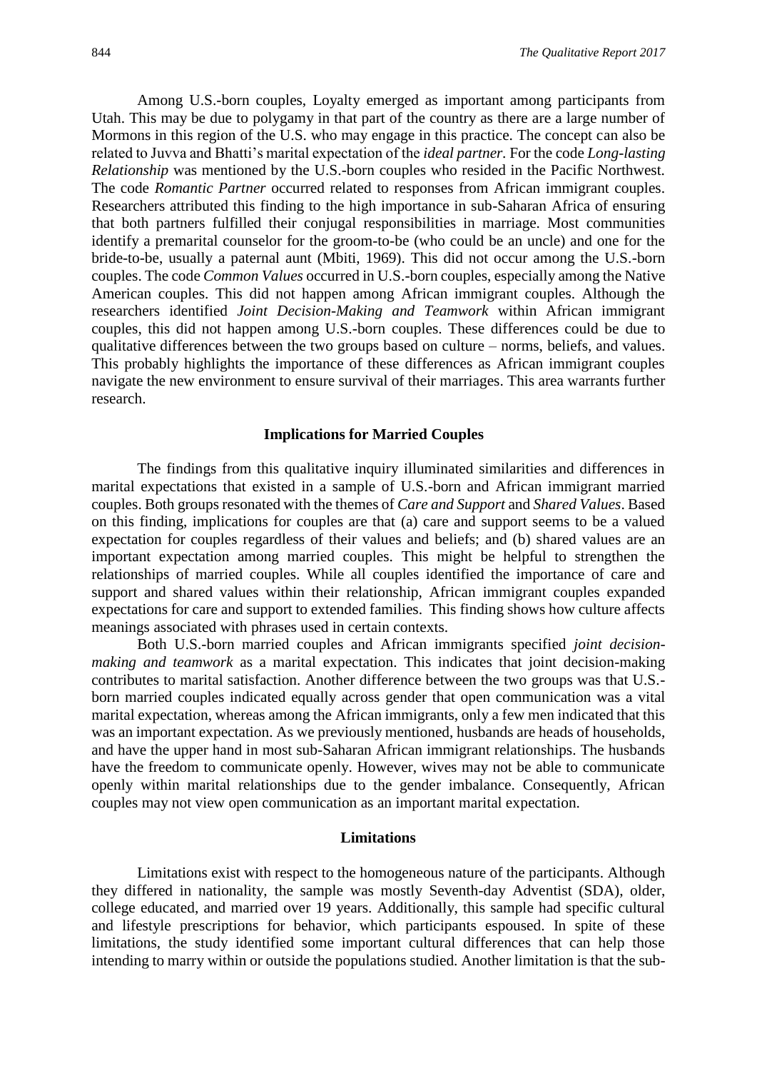Among U.S.-born couples, Loyalty emerged as important among participants from Utah. This may be due to polygamy in that part of the country as there are a large number of Mormons in this region of the U.S. who may engage in this practice. The concept can also be related to Juvva and Bhatti's marital expectation of the *ideal partner.* For the code *Long-lasting Relationship* was mentioned by the U.S.-born couples who resided in the Pacific Northwest. The code *Romantic Partner* occurred related to responses from African immigrant couples. Researchers attributed this finding to the high importance in sub-Saharan Africa of ensuring that both partners fulfilled their conjugal responsibilities in marriage. Most communities identify a premarital counselor for the groom-to-be (who could be an uncle) and one for the bride-to-be, usually a paternal aunt (Mbiti, 1969). This did not occur among the U.S.-born couples. The code *Common Values* occurred in U.S.-born couples, especially among the Native American couples. This did not happen among African immigrant couples. Although the researchers identified *Joint Decision-Making and Teamwork* within African immigrant couples, this did not happen among U.S.-born couples. These differences could be due to qualitative differences between the two groups based on culture – norms, beliefs, and values. This probably highlights the importance of these differences as African immigrant couples navigate the new environment to ensure survival of their marriages. This area warrants further research.

## Implications for Married Couples

The findings from this qualitative inquiry illuminated similarities and differences in marital expectations that existed in a sample of U.S.-born and African immigrant married couples. Both groups resonated with the themes of *Care and Support* and *Shared Values*. Based on this finding, implications for couples are that (a) care and support seems to be a valued expectation for couples regardless of their values and beliefs; and (b) shared values are an important expectation among married couples. This might be helpful to strengthen the relationships of married couples. While all couples identified the importance of care and support and shared values within their relationship, African immigrant couples expanded expectations for care and support to extended families. This finding shows how culture affects meanings associated with phrases used in certain contexts.

Both U.S.-born married couples and African immigrants specified *joint decision-making and teamwork* as a marital expectation. This indicates that joint decision-making contributes to marital satisfaction. Another difference between the two groups was that U.S.-born married couples indicated equally across gender that open communication was a vital marital expectation, whereas among the African immigrants, only a few men indicated that this was an important expectation. As we previously mentioned, husbands are heads of households, and have the upper hand in most sub-Saharan African immigrant relationships. The husbands have the freedom to communicate openly. However, wives may not be able to communicate openly within marital relationships due to the gender imbalance. Consequently, African couples may not view open communication as an important marital expectation.

## Limitations

Limitations exist with respect to the homogeneous nature of the participants. Although they differed in nationality, the sample was mostly Seventh-day Adventist (SDA), older, college educated, and married over 19 years. Additionally, this sample had specific cultural and lifestyle prescriptions for behavior, which participants espoused. In spite of these limitations, the study identified some important cultural differences that can help those intending to marry within or outside the populations studied. Another limitation is that the sub-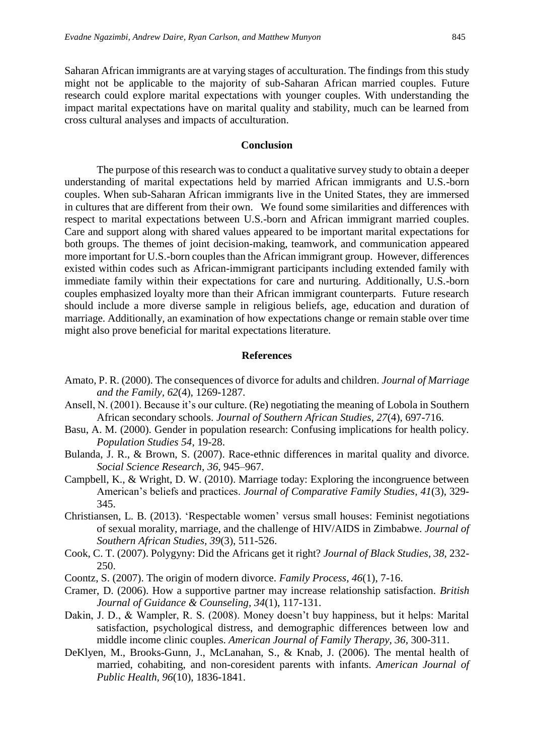Saharan African immigrants are at varying stages of acculturation. The findings from this study might not be applicable to the majority of sub-Saharan African married couples. Future research could explore marital expectations with younger couples. With understanding the impact marital expectations have on marital quality and stability, much can be learned from cross cultural analyses and impacts of acculturation.

## Conclusion

The purpose of this research was to conduct a qualitative survey study to obtain a deeper understanding of marital expectations held by married African immigrants and U.S.-born couples. When sub-Saharan African immigrants live in the United States, they are immersed in cultures that are different from their own. We found some similarities and differences with respect to marital expectations between U.S.-born and African immigrant married couples. Care and support along with shared values appeared to be important marital expectations for both groups. The themes of joint decision-making, teamwork, and communication appeared more important for U.S.-born couples than the African immigrant group. However, differences existed within codes such as African-immigrant participants including extended family with immediate family within their expectations for care and nurturing. Additionally, U.S.-born couples emphasized loyalty more than their African immigrant counterparts. Future research should include a more diverse sample in religious beliefs, age, education and duration of marriage. Additionally, an examination of how expectations change or remain stable over time might also prove beneficial for marital expectations literature.

## References

Amato, P. R. (2000). The consequences of divorce for adults and children. *Journal of Marriage and the Family, 62*(4), 1269-1287.

Ansell, N. (2001). Because it's our culture. (Re) negotiating the meaning of Lobola in Southern African secondary schools. *Journal of Southern African Studies, 27*(4), 697-716.

Basu, A. M. (2000). Gender in population research: Confusing implications for health policy. *Population Studies 54*, 19-28.

Bulanda, J. R., & Brown, S. (2007). Race-ethnic differences in marital quality and divorce. *Social Science Research, 36*, 945–967.

Campbell, K., & Wright, D. W. (2010). Marriage today: Exploring the incongruence between American's beliefs and practices. *Journal of Comparative Family Studies, 41*(3), 329-345.

Christiansen, L. B. (2013). 'Respectable women' versus small houses: Feminist negotiations of sexual morality, marriage, and the challenge of HIV/AIDS in Zimbabwe. *Journal of Southern African Studies, 39*(3), 511-526.

Cook, C. T. (2007). Polygyny: Did the Africans get it right? *Journal of Black Studies, 38*, 232-250.

Coontz, S. (2007). The origin of modern divorce. *Family Process, 46*(1), 7-16.

Cramer, D. (2006). How a supportive partner may increase relationship satisfaction. *British Journal of Guidance & Counseling, 34*(1), 117-131.

Dakin, J. D., & Wampler, R. S. (2008). Money doesn't buy happiness, but it helps: Marital satisfaction, psychological distress, and demographic differences between low and middle income clinic couples. *American Journal of Family Therapy, 36*, 300-311.

DeKlyen, M., Brooks-Gunn, J., McLanahan, S., & Knab, J. (2006). The mental health of married, cohabiting, and non-coresident parents with infants. *American Journal of Public Health, 96*(10), 1836-1841.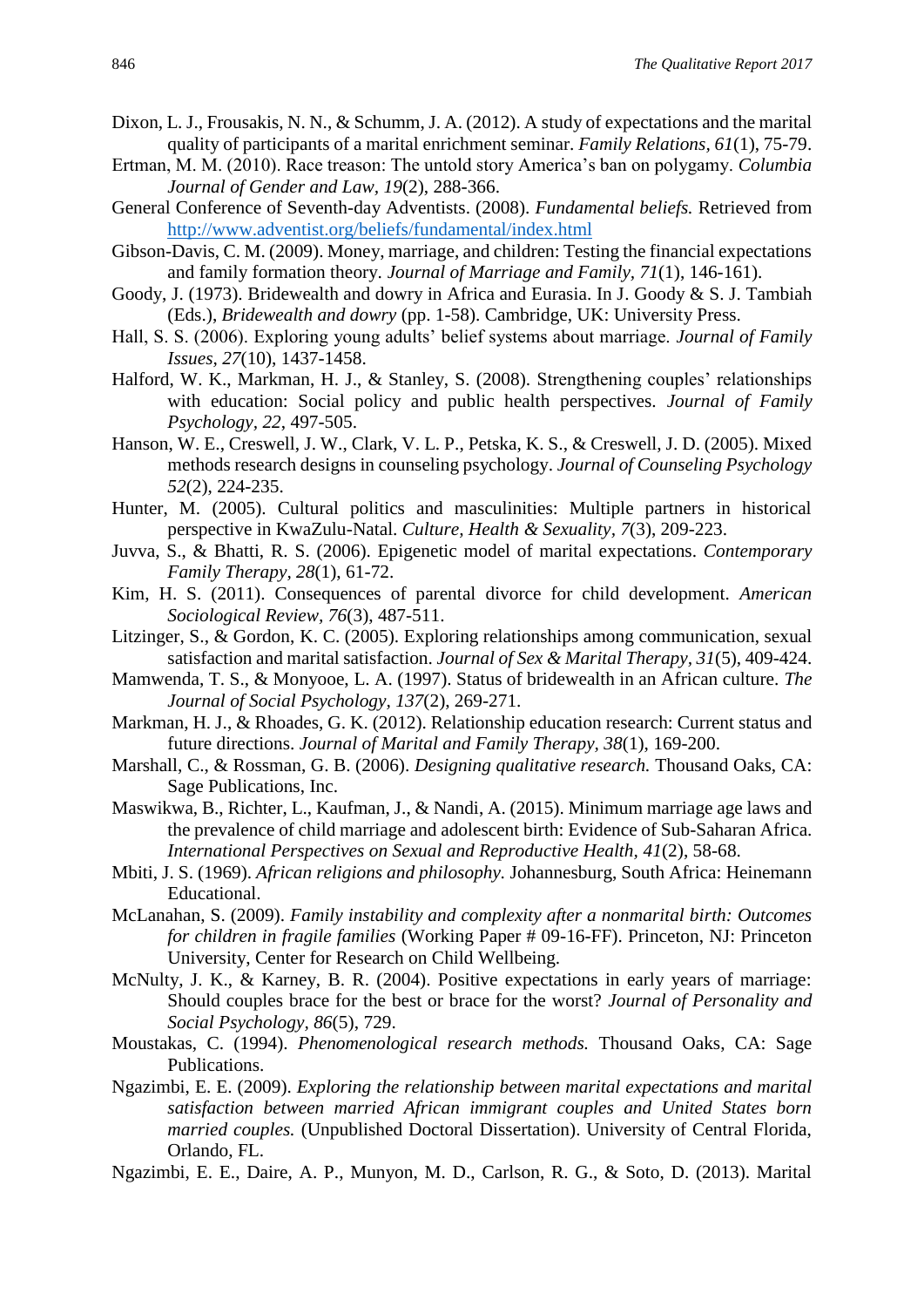Dixon, L. J., Frousakis, N. N., & Schumm, J. A. (2012). A study of expectations and the marital quality of participants of a marital enrichment seminar. *Family Relations*, *61*(1), 75-79.

Ertman, M. M. (2010). Race treason: The untold story America's ban on polygamy. *Columbia Journal of Gender and Law*, *19*(2), 288-366.

General Conference of Seventh-day Adventists. (2008). *Fundamental beliefs.* Retrieved from http://www.adventist.org/beliefs/fundamental/index.html

Gibson-Davis, C. M. (2009). Money, marriage, and children: Testing the financial expectations and family formation theory. *Journal of Marriage and Family*, *71*(1), 146-161).

Goody, J. (1973). Bridewealth and dowry in Africa and Eurasia. In J. Goody & S. J. Tambiah (Eds.), *Bridewealth and dowry* (pp. 1-58). Cambridge, UK: University Press.

Hall, S. S. (2006). Exploring young adults' belief systems about marriage. *Journal of Family Issues*, *27*(10), 1437-1458.

Halford, W. K., Markman, H. J., & Stanley, S. (2008). Strengthening couples' relationships with education: Social policy and public health perspectives. *Journal of Family Psychology, 22*, 497-505.

Hanson, W. E., Creswell, J. W., Clark, V. L. P., Petska, K. S., & Creswell, J. D. (2005). Mixed methods research designs in counseling psychology. *Journal of Counseling Psychology 52*(2), 224-235.

Hunter, M. (2005). Cultural politics and masculinities: Multiple partners in historical perspective in KwaZulu-Natal. *Culture, Health & Sexuality*, *7*(3), 209-223.

Juvva, S., & Bhatti, R. S. (2006). Epigenetic model of marital expectations. *Contemporary Family Therapy, 28*(1), 61-72.

Kim, H. S. (2011). Consequences of parental divorce for child development. *American Sociological Review*, *76*(3), 487-511.

Litzinger, S., & Gordon, K. C. (2005). Exploring relationships among communication, sexual satisfaction and marital satisfaction. *Journal of Sex & Marital Therapy*, *31*(5), 409-424.

Mamwenda, T. S., & Monyooe, L. A. (1997). Status of bridewealth in an African culture. *The Journal of Social Psychology*, *137*(2), 269-271.

Markman, H. J., & Rhoades, G. K. (2012). Relationship education research: Current status and future directions. *Journal of Marital and Family Therapy*, *38*(1), 169-200.

Marshall, C., & Rossman, G. B. (2006). *Designing qualitative research.* Thousand Oaks, CA: Sage Publications, Inc.

Maswikwa, B., Richter, L., Kaufman, J., & Nandi, A. (2015). Minimum marriage age laws and the prevalence of child marriage and adolescent birth: Evidence of Sub-Saharan Africa. *International Perspectives on Sexual and Reproductive Health*, *41*(2), 58-68.

Mbiti, J. S. (1969). *African religions and philosophy.* Johannesburg, South Africa: Heinemann Educational.

McLanahan, S. (2009). *Family instability and complexity after a nonmarital birth: Outcomes for children in fragile families* (Working Paper # 09-16-FF). Princeton, NJ: Princeton University, Center for Research on Child Wellbeing.

McNulty, J. K., & Karney, B. R. (2004). Positive expectations in early years of marriage: Should couples brace for the best or brace for the worst? *Journal of Personality and Social Psychology*, *86*(5), 729.

Moustakas, C. (1994). *Phenomenological research methods.* Thousand Oaks, CA: Sage Publications.

Ngazimbi, E. E. (2009). *Exploring the relationship between marital expectations and marital satisfaction between married African immigrant couples and United States born married couples.* (Unpublished Doctoral Dissertation). University of Central Florida, Orlando, FL.

Ngazimbi, E. E., Daire, A. P., Munyon, M. D., Carlson, R. G., & Soto, D. (2013). Marital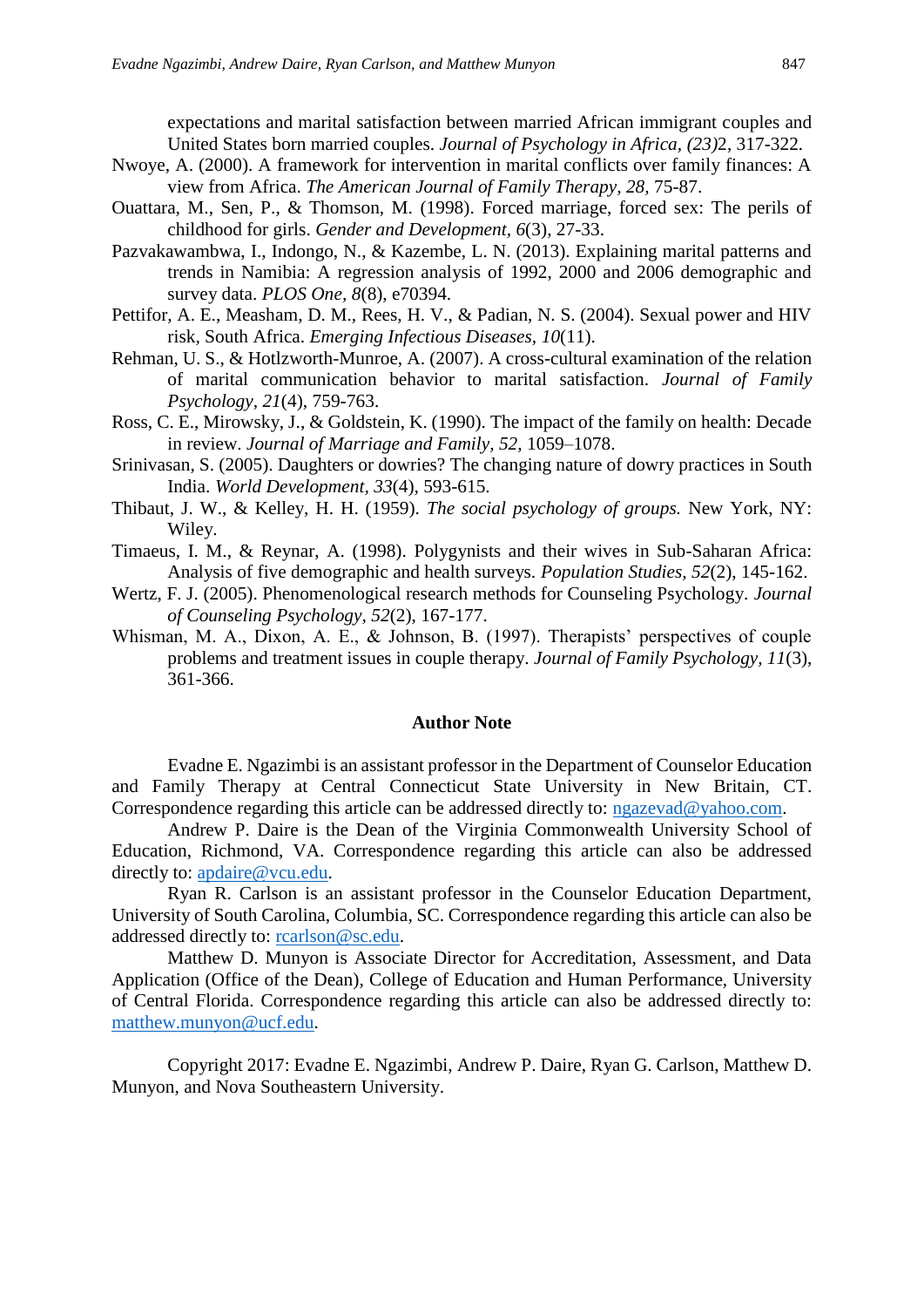expectations and marital satisfaction between married African immigrant couples and United States born married couples. *Journal of Psychology in Africa, (23)*2, 317-322.

Nwoye, A. (2000). A framework for intervention in marital conflicts over family finances: A view from Africa. *The American Journal of Family Therapy, 28,* 75-87.

Ouattara, M., Sen, P., & Thomson, M. (1998). Forced marriage, forced sex: The perils of childhood for girls. *Gender and Development*, *6*(3), 27-33.

Pazvakawambwa, I., Indongo, N., & Kazembe, L. N. (2013). Explaining marital patterns and trends in Namibia: A regression analysis of 1992, 2000 and 2006 demographic and survey data. *PLOS One, 8*(8), e70394.

Pettifor, A. E., Measham, D. M., Rees, H. V., & Padian, N. S. (2004). Sexual power and HIV risk, South Africa. *Emerging Infectious Diseases*, *10*(11).

Rehman, U. S., & Hotlzworth-Munroe, A. (2007). A cross-cultural examination of the relation of marital communication behavior to marital satisfaction. *Journal of Family Psychology*, *21*(4), 759-763.

Ross, C. E., Mirowsky, J., & Goldstein, K. (1990). The impact of the family on health: Decade in review. *Journal of Marriage and Family, 52,* 1059–1078.

Srinivasan, S. (2005). Daughters or dowries? The changing nature of dowry practices in South India. *World Development, 33*(4), 593-615.

Thibaut, J. W., & Kelley, H. H. (1959). *The social psychology of groups.* New York, NY: Wiley.

Timaeus, I. M., & Reynar, A. (1998). Polygynists and their wives in Sub-Saharan Africa: Analysis of five demographic and health surveys. *Population Studies, 52*(2), 145-162.

Wertz, F. J. (2005). Phenomenological research methods for Counseling Psychology. *Journal of Counseling Psychology, 52*(2), 167-177.

Whisman, M. A., Dixon, A. E., & Johnson, B. (1997). Therapists' perspectives of couple problems and treatment issues in couple therapy. *Journal of Family Psychology, 11*(3), 361-366.

## Author Note

Evadne E. Ngazimbi is an assistant professor in the Department of Counselor Education and Family Therapy at Central Connecticut State University in New Britain, CT. Correspondence regarding this article can be addressed directly to: ngazevad@yahoo.com.

Andrew P. Daire is the Dean of the Virginia Commonwealth University School of Education, Richmond, VA. Correspondence regarding this article can also be addressed directly to: apdaire@vcu.edu.

Ryan R. Carlson is an assistant professor in the Counselor Education Department, University of South Carolina, Columbia, SC. Correspondence regarding this article can also be addressed directly to: rcarlson@sc.edu.

Matthew D. Munyon is Associate Director for Accreditation, Assessment, and Data Application (Office of the Dean), College of Education and Human Performance, University of Central Florida. Correspondence regarding this article can also be addressed directly to: matthew.munyon@ucf.edu.

Copyright 2017: Evadne E. Ngazimbi, Andrew P. Daire, Ryan G. Carlson, Matthew D. Munyon, and Nova Southeastern University.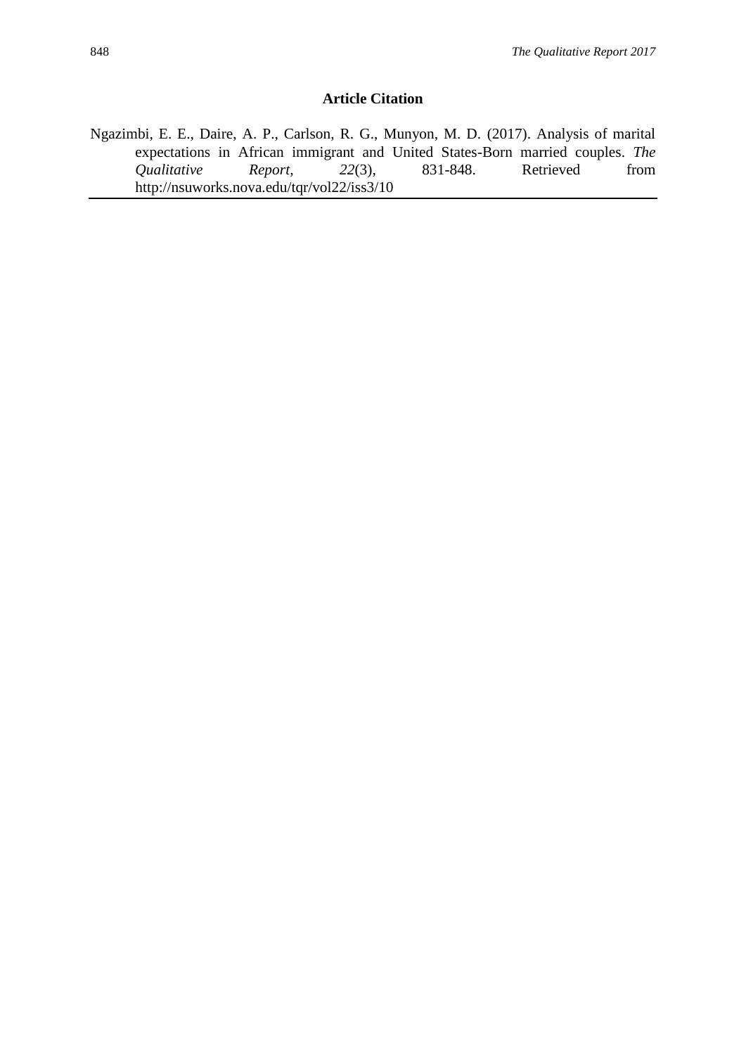## Article Citation

Ngazimbi, E. E., Daire, A. P., Carlson, R. G., Munyon, M. D. (2017). Analysis of marital expectations in African immigrant and United States-Born married couples. *The Qualitative Report, 22*(3), 831-848. Retrieved from http://nsuworks.nova.edu/tqr/vol22/iss3/10